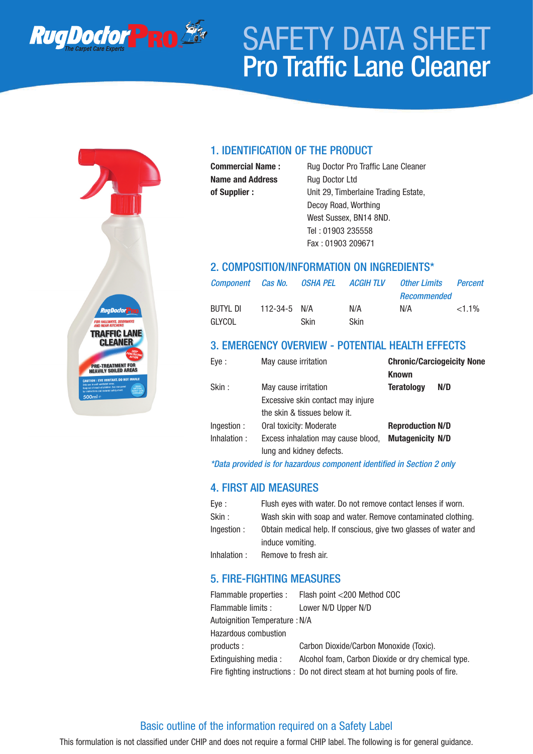# SAFETY DATA SHEET
# Pro Traffic Lane Cleaner

## 1. IDENTIFICATION OF THE PRODUCT

**Commercial Name :** Rug Doctor Pro Traffic Lane Cleaner

**Name and Address of Supplier :** Rug Doctor Ltd
Unit 29, Timberlaine Trading Estate,
Decoy Road, Worthing
West Sussex, BN14 8ND.
Tel : 01903 235558
Fax : 01903 209671

## 2. COMPOSITION/INFORMATION ON INGREDIENTS*

| *Component* | *Cas No.* | *OSHA PEL* | *ACGIH TLV* | *Other Limits Recommended* | *Percent* |
|---|---|---|---|---|---|
| BUTYL DI GLYCOL | 112-34-5 | N/A Skin | N/A Skin | N/A | <1.1% |

## 3. EMERGENCY OVERVIEW - POTENTIAL HEALTH EFFECTS

| | | | |
|---|---|---|---|
| Eye : | May cause irritation | **Chronic/Carciogeicity** | **None Known** |
| Skin : | May cause irritation. Excessive skin contact may injure the skin & tissues below it. | **Teratology** | **N/D** |
| Ingestion : | Oral toxicity: Moderate | **Reproduction** | **N/D** |
| Inhalation : | Excess inhalation may cause blood, lung and kidney defects. | **Mutagenicity** | **N/D** |

*\*Data provided is for hazardous component identified in Section 2 only*

## 4. FIRST AID MEASURES

Eye : Flush eyes with water. Do not remove contact lenses if worn.

Skin : Wash skin with soap and water. Remove contaminated clothing.

Ingestion : Obtain medical help. If conscious, give two glasses of water and induce vomiting.

Inhalation : Remove to fresh air.

## 5. FIRE-FIGHTING MEASURES

Flammable properties : Flash point <200 Method COC

Flammable limits : Lower N/D Upper N/D

Autoignition Temperature : N/A

Hazardous combustion products : Carbon Dioxide/Carbon Monoxide (Toxic).

Extinguishing media : Alcohol foam, Carbon Dioxide or dry chemical type.

Fire fighting instructions : Do not direct steam at hot burning pools of fire.

## Basic outline of the information required on a Safety Label

This formulation is not classified under CHIP and does not require a formal CHIP label. The following is for general guidance.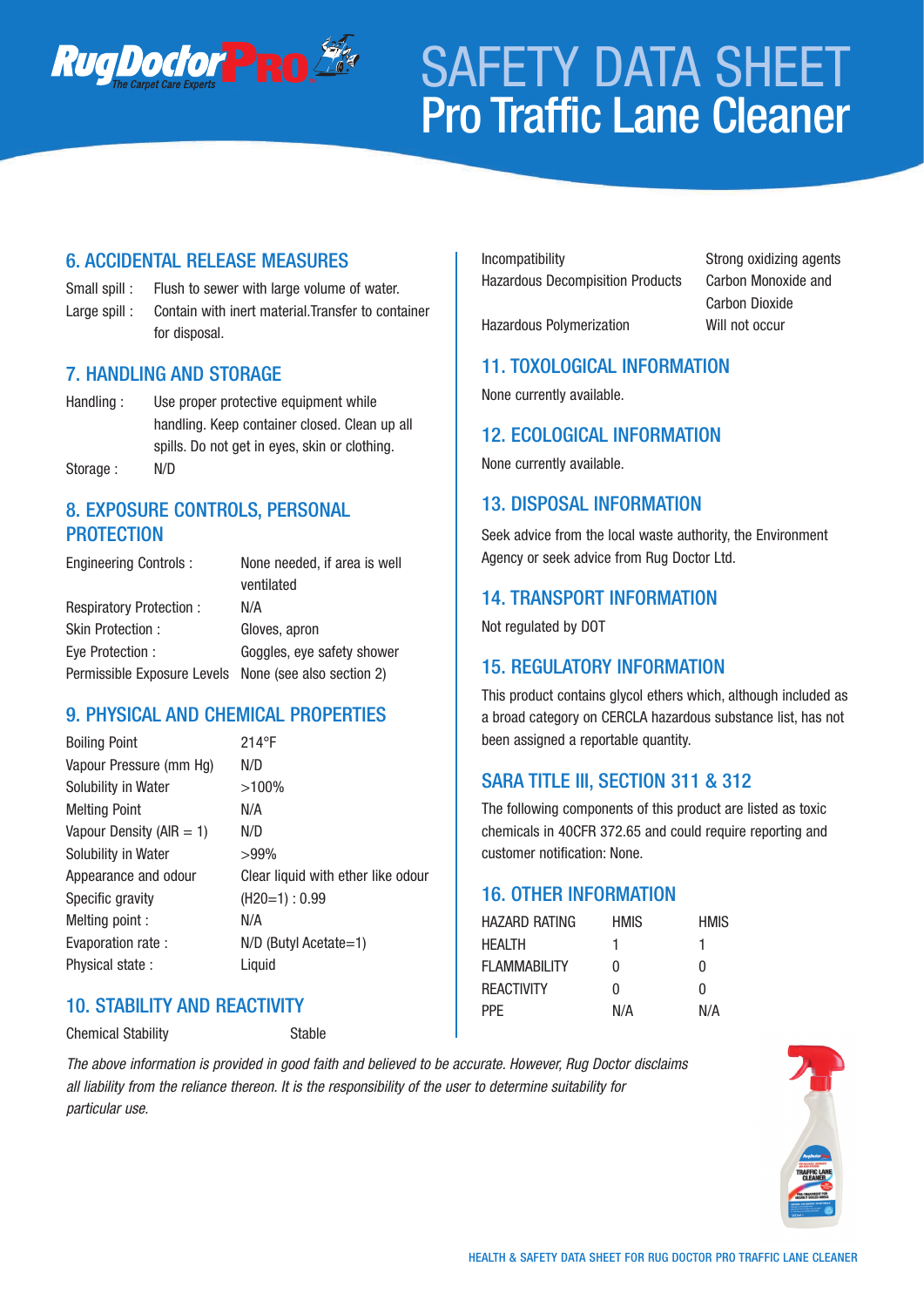# SAFETY DATA SHEET
# Pro Traffic Lane Cleaner

## 6. ACCIDENTAL RELEASE MEASURES

| | |
|---|---|
| Small spill : | Flush to sewer with large volume of water. |
| Large spill : | Contain with inert material.Transfer to container for disposal. |

## 7. HANDLING AND STORAGE

| | |
|---|---|
| Handling : | Use proper protective equipment while handling. Keep container closed. Clean up all spills. Do not get in eyes, skin or clothing. |
| Storage : | N/D |

## 8. EXPOSURE CONTROLS, PERSONAL PROTECTION

| | |
|---|---|
| Engineering Controls : | None needed, if area is well ventilated |
| Respiratory Protection : | N/A |
| Skin Protection : | Gloves, apron |
| Eye Protection : | Goggles, eye safety shower |
| Permissible Exposure Levels | None (see also section 2) |

## 9. PHYSICAL AND CHEMICAL PROPERTIES

| | |
|---|---|
| Boiling Point | 214°F |
| Vapour Pressure (mm Hg) | N/D |
| Solubility in Water | >100% |
| Melting Point | N/A |
| Vapour Density (AIR = 1) | N/D |
| Solubility in Water | >99% |
| Appearance and odour | Clear liquid with ether like odour |
| Specific gravity | (H20=1) : 0.99 |
| Melting point : | N/A |
| Evaporation rate : | N/D (Butyl Acetate=1) |
| Physical state : | Liquid |

## 10. STABILITY AND REACTIVITY

| | |
|---|---|
| Chemical Stability | Stable |
| Incompatibility | Strong oxidizing agents |
| Hazardous Decompisition Products | Carbon Monoxide and Carbon Dioxide |
| Hazardous Polymerization | Will not occur |

## 11. TOXOLOGICAL INFORMATION

None currently available.

## 12. ECOLOGICAL INFORMATION

None currently available.

## 13. DISPOSAL INFORMATION

Seek advice from the local waste authority, the Environment Agency or seek advice from Rug Doctor Ltd.

## 14. TRANSPORT INFORMATION

Not regulated by DOT

## 15. REGULATORY INFORMATION

This product contains glycol ethers which, although included as a broad category on CERCLA hazardous substance list, has not been assigned a reportable quantity.

## SARA TITLE III, SECTION 311 & 312

The following components of this product are listed as toxic chemicals in 40CFR 372.65 and could require reporting and customer notification: None.

## 16. OTHER INFORMATION

| HAZARD RATING | HMIS | HMIS |
|---|---|---|
| HEALTH | 1 | 1 |
| FLAMMABILITY | 0 | 0 |
| REACTIVITY | 0 | 0 |
| PPE | N/A | N/A |

*The above information is provided in good faith and believed to be accurate. However, Rug Doctor disclaims all liability from the reliance thereon. It is the responsibility of the user to determine suitability for particular use.*